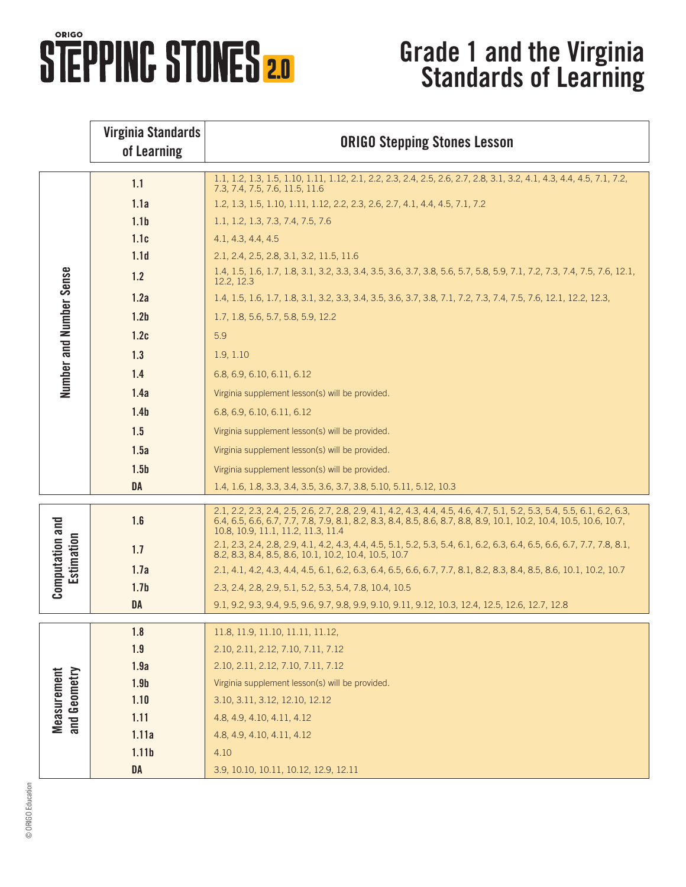# ORIGO STEPPING STONES 2.0

# Grade 1 and the Virginia Standards of Learning

| | Virginia Standards of Learning | ORIGO Stepping Stones Lesson |
|---|---|---|
| Number and Number Sense | 1.1 | 1.1, 1.2, 1.3, 1.5, 1.10, 1.11, 1.12, 2.1, 2.2, 2.3, 2.4, 2.5, 2.6, 2.7, 2.8, 3.1, 3.2, 4.1, 4.3, 4.4, 4.5, 7.1, 7.2, 7.3, 7.4, 7.5, 7.6, 11.5, 11.6 |
| | 1.1a | 1.2, 1.3, 1.5, 1.10, 1.11, 1.12, 2.2, 2.3, 2.6, 2.7, 4.1, 4.4, 4.5, 7.1, 7.2 |
| | 1.1b | 1.1, 1.2, 1.3, 7.3, 7.4, 7.5, 7.6 |
| | 1.1c | 4.1, 4.3, 4.4, 4.5 |
| | 1.1d | 2.1, 2.4, 2.5, 2.8, 3.1, 3.2, 11.5, 11.6 |
| | 1.2 | 1.4, 1.5, 1.6, 1.7, 1.8, 3.1, 3.2, 3.3, 3.4, 3.5, 3.6, 3.7, 3.8, 5.6, 5.7, 5.8, 5.9, 7.1, 7.2, 7.3, 7.4, 7.5, 7.6, 12.1, 12.2, 12.3 |
| | 1.2a | 1.4, 1.5, 1.6, 1.7, 1.8, 3.1, 3.2, 3.3, 3.4, 3.5, 3.6, 3.7, 3.8, 7.1, 7.2, 7.3, 7.4, 7.5, 7.6, 12.1, 12.2, 12.3, |
| | 1.2b | 1.7, 1.8, 5.6, 5.7, 5.8, 5.9, 12.2 |
| | 1.2c | 5.9 |
| | 1.3 | 1.9, 1.10 |
| | 1.4 | 6.8, 6.9, 6.10, 6.11, 6.12 |
| | 1.4a | Virginia supplement lesson(s) will be provided. |
| | 1.4b | 6.8, 6.9, 6.10, 6.11, 6.12 |
| | 1.5 | Virginia supplement lesson(s) will be provided. |
| | 1.5a | Virginia supplement lesson(s) will be provided. |
| | 1.5b | Virginia supplement lesson(s) will be provided. |
| | DA | 1.4, 1.6, 1.8, 3.3, 3.4, 3.5, 3.6, 3.7, 3.8, 5.10, 5.11, 5.12, 10.3 |
| Computation and Estimation | 1.6 | 2.1, 2.2, 2.3, 2.4, 2.5, 2.6, 2.7, 2.8, 2.9, 4.1, 4.2, 4.3, 4.4, 4.5, 4.6, 4.7, 5.1, 5.2, 5.3, 5.4, 5.5, 6.1, 6.2, 6.3, 6.4, 6.5, 6.6, 6.7, 7.7, 7.8, 7.9, 8.1, 8.2, 8.3, 8.4, 8.5, 8.6, 8.7, 8.8, 8.9, 10.1, 10.2, 10.4, 10.5, 10.6, 10.7, 10.8, 10.9, 11.1, 11.2, 11.3, 11.4 |
| | 1.7 | 2.1, 2.3, 2.4, 2.8, 2.9, 4.1, 4.2, 4.3, 4.4, 4.5, 5.1, 5.2, 5.3, 5.4, 6.1, 6.2, 6.3, 6.4, 6.5, 6.6, 6.7, 7.7, 7.8, 8.1, 8.2, 8.3, 8.4, 8.5, 8.6, 10.1, 10.2, 10.4, 10.5, 10.7 |
| | 1.7a | 2.1, 4.1, 4.2, 4.3, 4.4, 4.5, 6.1, 6.2, 6.3, 6.4, 6.5, 6.6, 6.7, 7.7, 8.1, 8.2, 8.3, 8.4, 8.5, 8.6, 10.1, 10.2, 10.7 |
| | 1.7b | 2.3, 2.4, 2.8, 2.9, 5.1, 5.2, 5.3, 5.4, 7.8, 10.4, 10.5 |
| | DA | 9.1, 9.2, 9.3, 9.4, 9.5, 9.6, 9.7, 9.8, 9.9, 9.10, 9.11, 9.12, 10.3, 12.4, 12.5, 12.6, 12.7, 12.8 |
| Measurement and Geometry | 1.8 | 11.8, 11.9, 11.10, 11.11, 11.12, |
| | 1.9 | 2.10, 2.11, 2.12, 7.10, 7.11, 7.12 |
| | 1.9a | 2.10, 2.11, 2.12, 7.10, 7.11, 7.12 |
| | 1.9b | Virginia supplement lesson(s) will be provided. |
| | 1.10 | 3.10, 3.11, 3.12, 12.10, 12.12 |
| | 1.11 | 4.8, 4.9, 4.10, 4.11, 4.12 |
| | 1.11a | 4.8, 4.9, 4.10, 4.11, 4.12 |
| | 1.11b | 4.10 |
| | DA | 3.9, 10.10, 10.11, 10.12, 12.9, 12.11 |

© ORIGO Education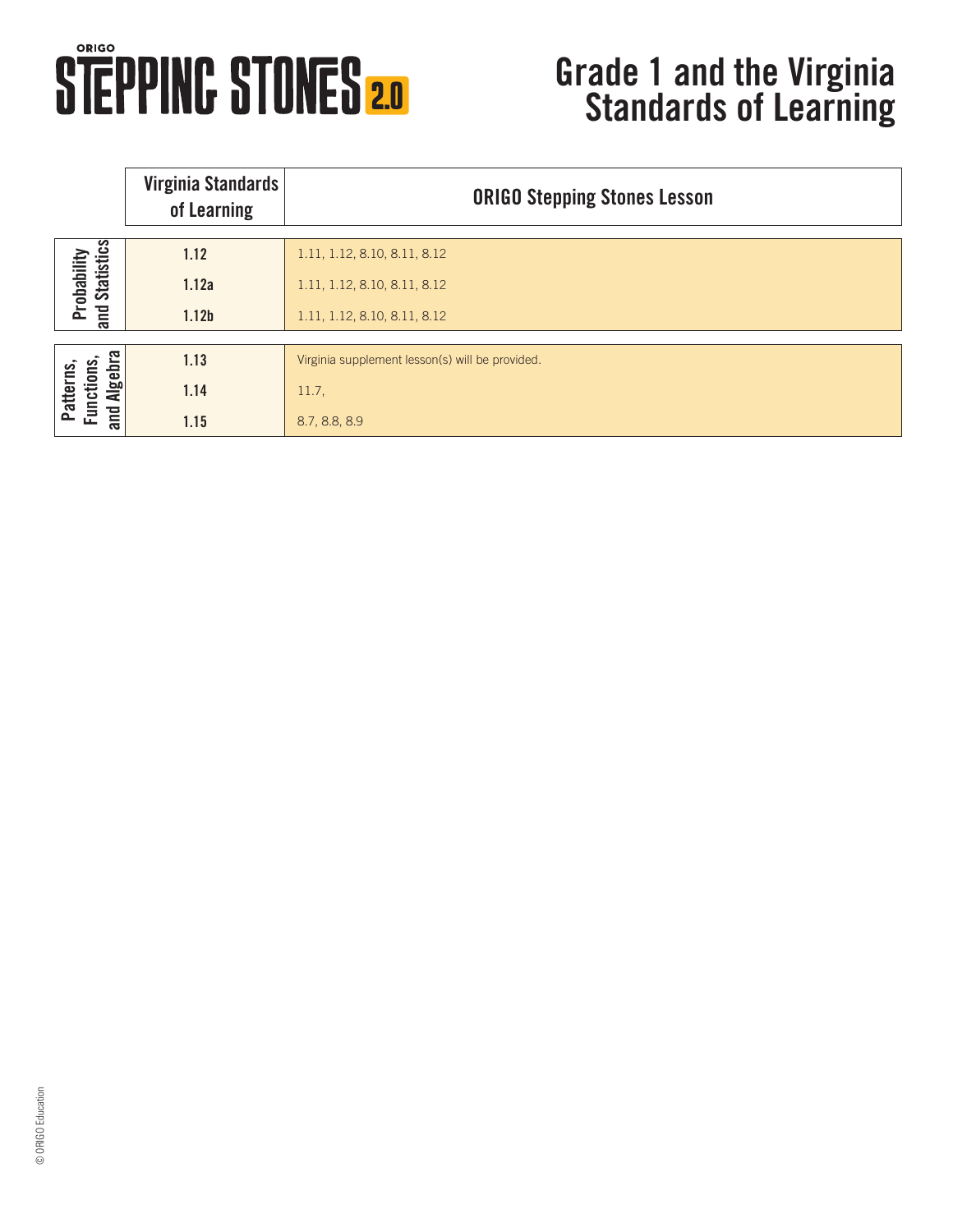# Grade 1 and the Virginia Standards of Learning

| | Virginia Standards of Learning | ORIGO Stepping Stones Lesson |
|---|---|---|
| Probability and Statistics | 1.12 | 1.11, 1.12, 8.10, 8.11, 8.12 |
| | 1.12a | 1.11, 1.12, 8.10, 8.11, 8.12 |
| | 1.12b | 1.11, 1.12, 8.10, 8.11, 8.12 |
| Patterns, Functions, and Algebra | 1.13 | Virginia supplement lesson(s) will be provided. |
| | 1.14 | 11.7, |
| | 1.15 | 8.7, 8.8, 8.9 |

© ORIGO Education